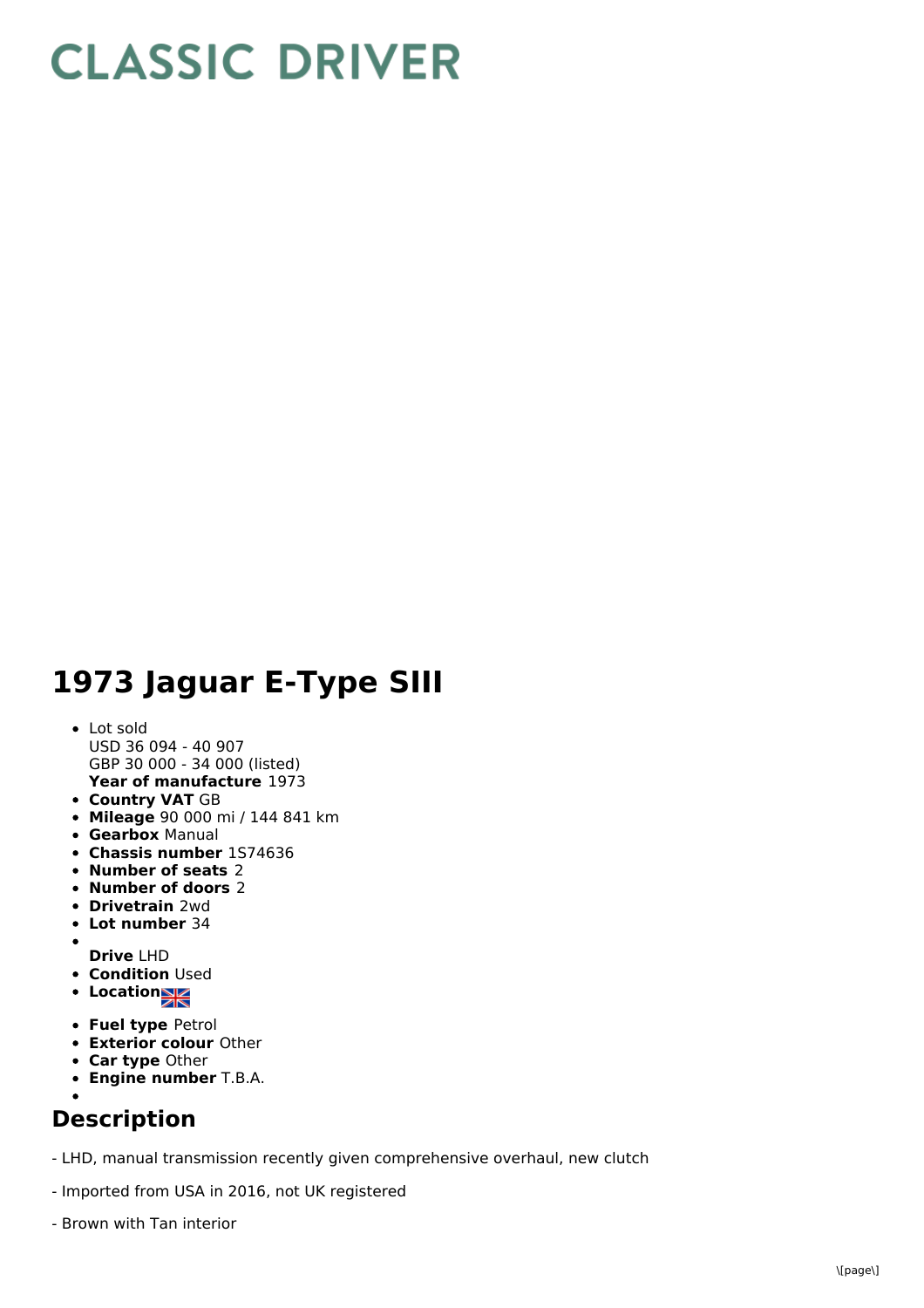# CLASSIC DRIVER

# 1973 Jaguar E-Type SIII

- Lot sold
  USD 36 094 - 40 907
  GBP 30 000 - 34 000 (listed)
  **Year of manufacture** 1973
- **Country VAT** GB
- **Mileage** 90 000 mi / 144 841 km
- **Gearbox** Manual
- **Chassis number** 1S74636
- **Number of seats** 2
- **Number of doors** 2
- **Drivetrain** 2wd
- **Lot number** 34
- **Drive** LHD
- **Condition** Used
- **Location**
- **Fuel type** Petrol
- **Exterior colour** Other
- **Car type** Other
- **Engine number** T.B.A.

## Description

- LHD, manual transmission recently given comprehensive overhaul, new clutch

- Imported from USA in 2016, not UK registered

- Brown with Tan interior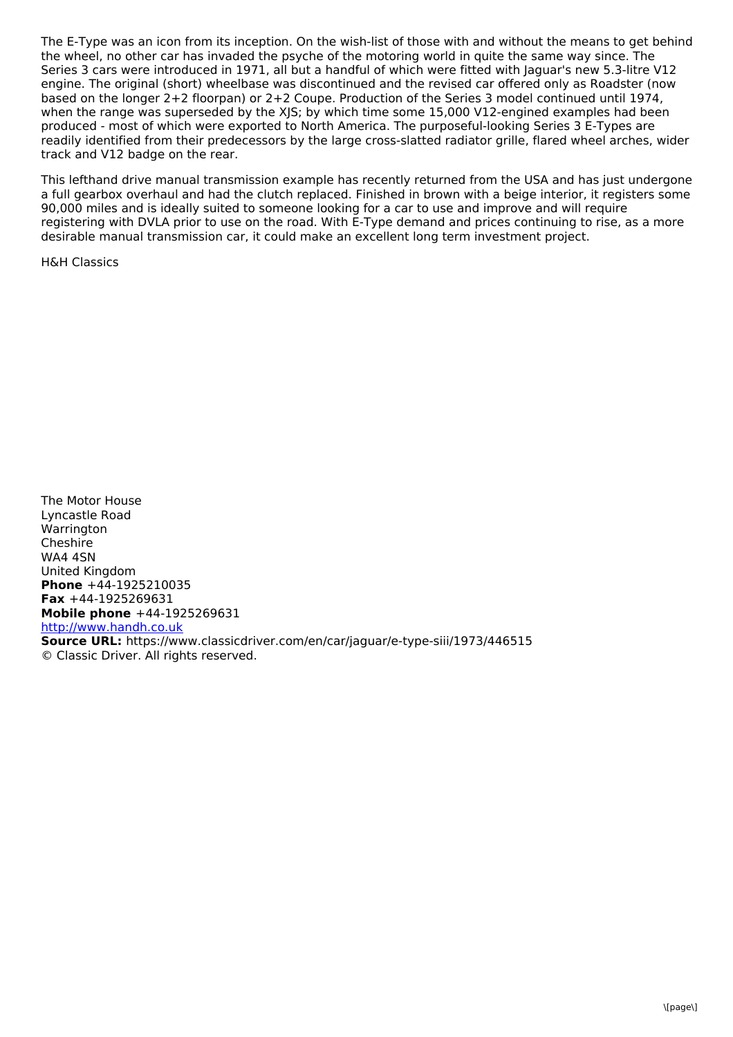The E-Type was an icon from its inception. On the wish-list of those with and without the means to get behind the wheel, no other car has invaded the psyche of the motoring world in quite the same way since. The Series 3 cars were introduced in 1971, all but a handful of which were fitted with Jaguar's new 5.3-litre V12 engine. The original (short) wheelbase was discontinued and the revised car offered only as Roadster (now based on the longer 2+2 floorpan) or 2+2 Coupe. Production of the Series 3 model continued until 1974, when the range was superseded by the XJS; by which time some 15,000 V12-engined examples had been produced - most of which were exported to North America. The purposeful-looking Series 3 E-Types are readily identified from their predecessors by the large cross-slatted radiator grille, flared wheel arches, wider track and V12 badge on the rear.

This lefthand drive manual transmission example has recently returned from the USA and has just undergone a full gearbox overhaul and had the clutch replaced. Finished in brown with a beige interior, it registers some 90,000 miles and is ideally suited to someone looking for a car to use and improve and will require registering with DVLA prior to use on the road. With E-Type demand and prices continuing to rise, as a more desirable manual transmission car, it could make an excellent long term investment project.

H&H Classics

The Motor House
Lyncastle Road
Warrington
Cheshire
WA4 4SN
United Kingdom
**Phone** +44-1925210035
**Fax** +44-1925269631
**Mobile phone** +44-1925269631
[http://www.handh.co.uk](http://www.handh.co.uk)
**Source URL:** https://www.classicdriver.com/en/car/jaguar/e-type-siii/1973/446515
© Classic Driver. All rights reserved.